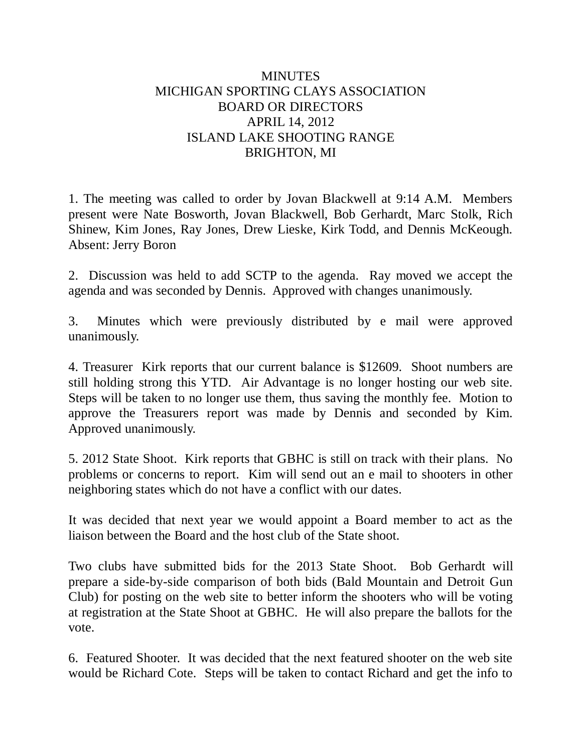# MINUTES
# MICHIGAN SPORTING CLAYS ASSOCIATION
# BOARD OR DIRECTORS
# APRIL 14, 2012
# ISLAND LAKE SHOOTING RANGE
# BRIGHTON, MI

1. The meeting was called to order by Jovan Blackwell at 9:14 A.M. Members present were Nate Bosworth, Jovan Blackwell, Bob Gerhardt, Marc Stolk, Rich Shinew, Kim Jones, Ray Jones, Drew Lieske, Kirk Todd, and Dennis McKeough. Absent: Jerry Boron

2. Discussion was held to add SCTP to the agenda. Ray moved we accept the agenda and was seconded by Dennis. Approved with changes unanimously.

3. Minutes which were previously distributed by e mail were approved unanimously.

4. Treasurer Kirk reports that our current balance is $12609. Shoot numbers are still holding strong this YTD. Air Advantage is no longer hosting our web site. Steps will be taken to no longer use them, thus saving the monthly fee. Motion to approve the Treasurers report was made by Dennis and seconded by Kim. Approved unanimously.

5. 2012 State Shoot. Kirk reports that GBHC is still on track with their plans. No problems or concerns to report. Kim will send out an e mail to shooters in other neighboring states which do not have a conflict with our dates.

It was decided that next year we would appoint a Board member to act as the liaison between the Board and the host club of the State shoot.

Two clubs have submitted bids for the 2013 State Shoot. Bob Gerhardt will prepare a side-by-side comparison of both bids (Bald Mountain and Detroit Gun Club) for posting on the web site to better inform the shooters who will be voting at registration at the State Shoot at GBHC. He will also prepare the ballots for the vote.

6. Featured Shooter. It was decided that the next featured shooter on the web site would be Richard Cote. Steps will be taken to contact Richard and get the info to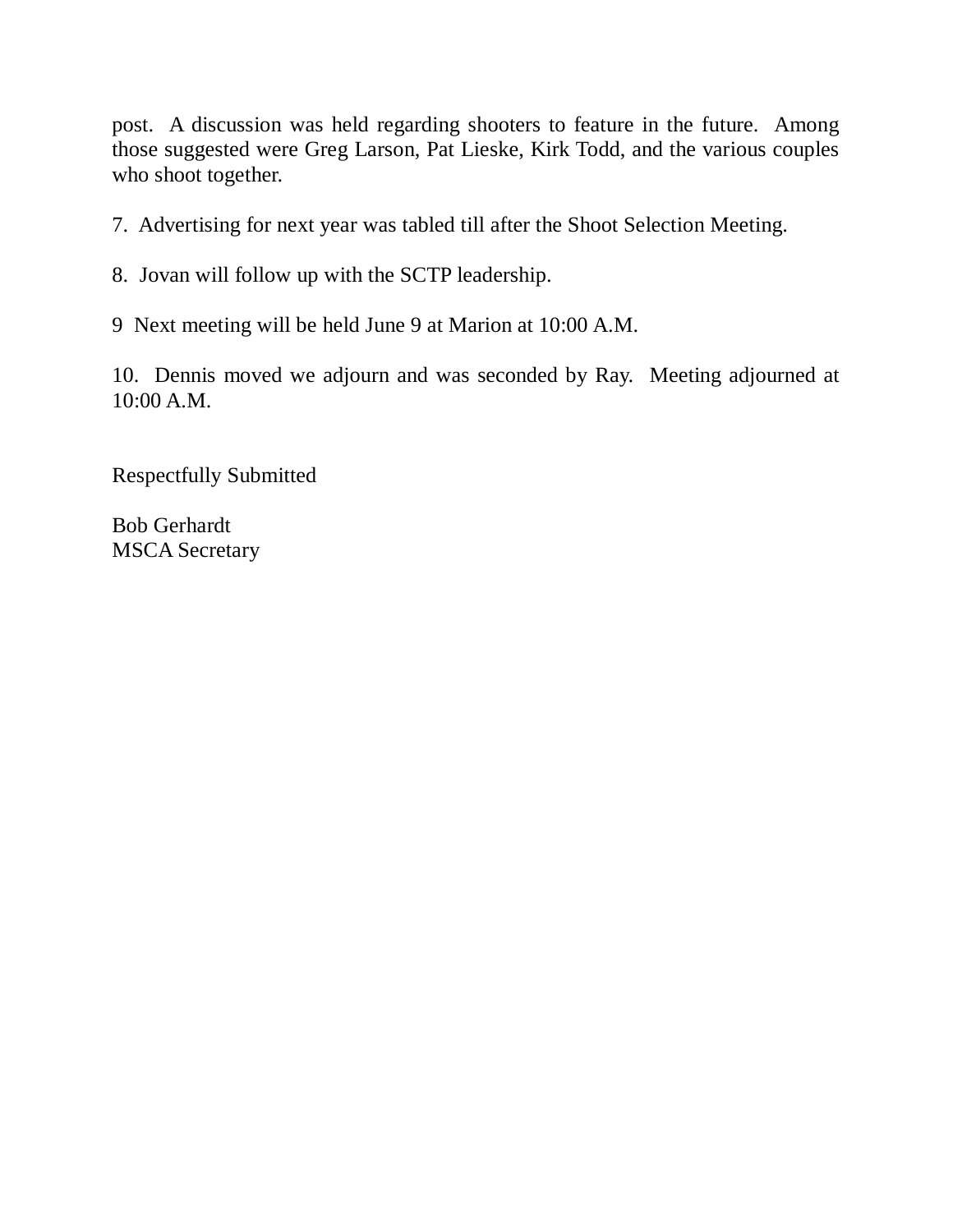post. A discussion was held regarding shooters to feature in the future. Among those suggested were Greg Larson, Pat Lieske, Kirk Todd, and the various couples who shoot together.

7. Advertising for next year was tabled till after the Shoot Selection Meeting.

8. Jovan will follow up with the SCTP leadership.

9 Next meeting will be held June 9 at Marion at 10:00 A.M.

10. Dennis moved we adjourn and was seconded by Ray. Meeting adjourned at 10:00 A.M.

Respectfully Submitted

Bob Gerhardt
MSCA Secretary